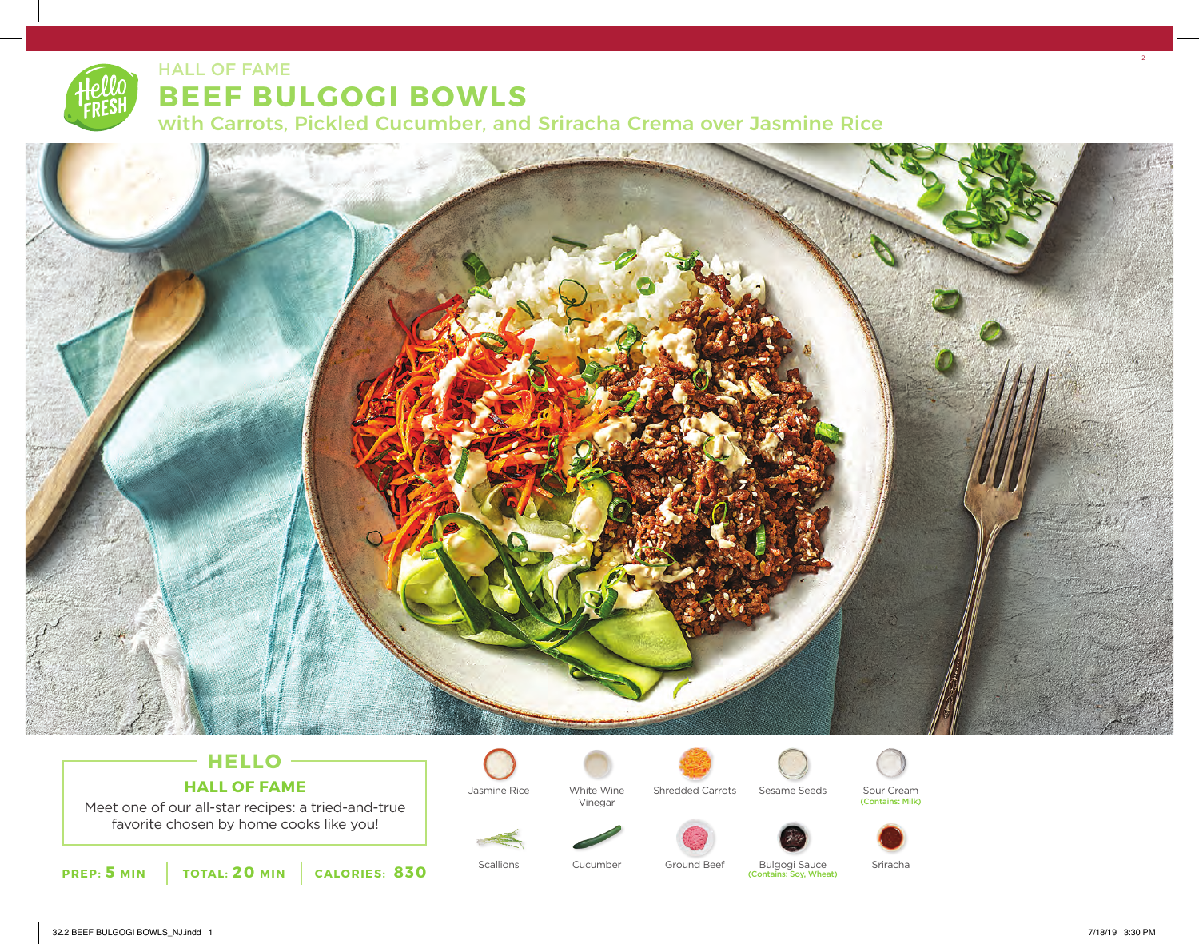HALL OF FAME

# BEEF BULGOGI BOWLS

## with Carrots, Pickled Cucumber, and Sriracha Crema over Jasmine Rice

### HELLO

### HALL OF FAME

Meet one of our all-star recipes: a tried-and-true favorite chosen by home cooks like you!

**PREP: 5 MIN** | **TOTAL: 20 MIN** | **CALORIES: 830**

- Jasmine Rice
- White Wine Vinegar
- Shredded Carrots
- Sesame Seeds
- Sour Cream (Contains: Milk)
- Scallions
- Cucumber
- Ground Beef
- Bulgogi Sauce (Contains: Soy, Wheat)
- Sriracha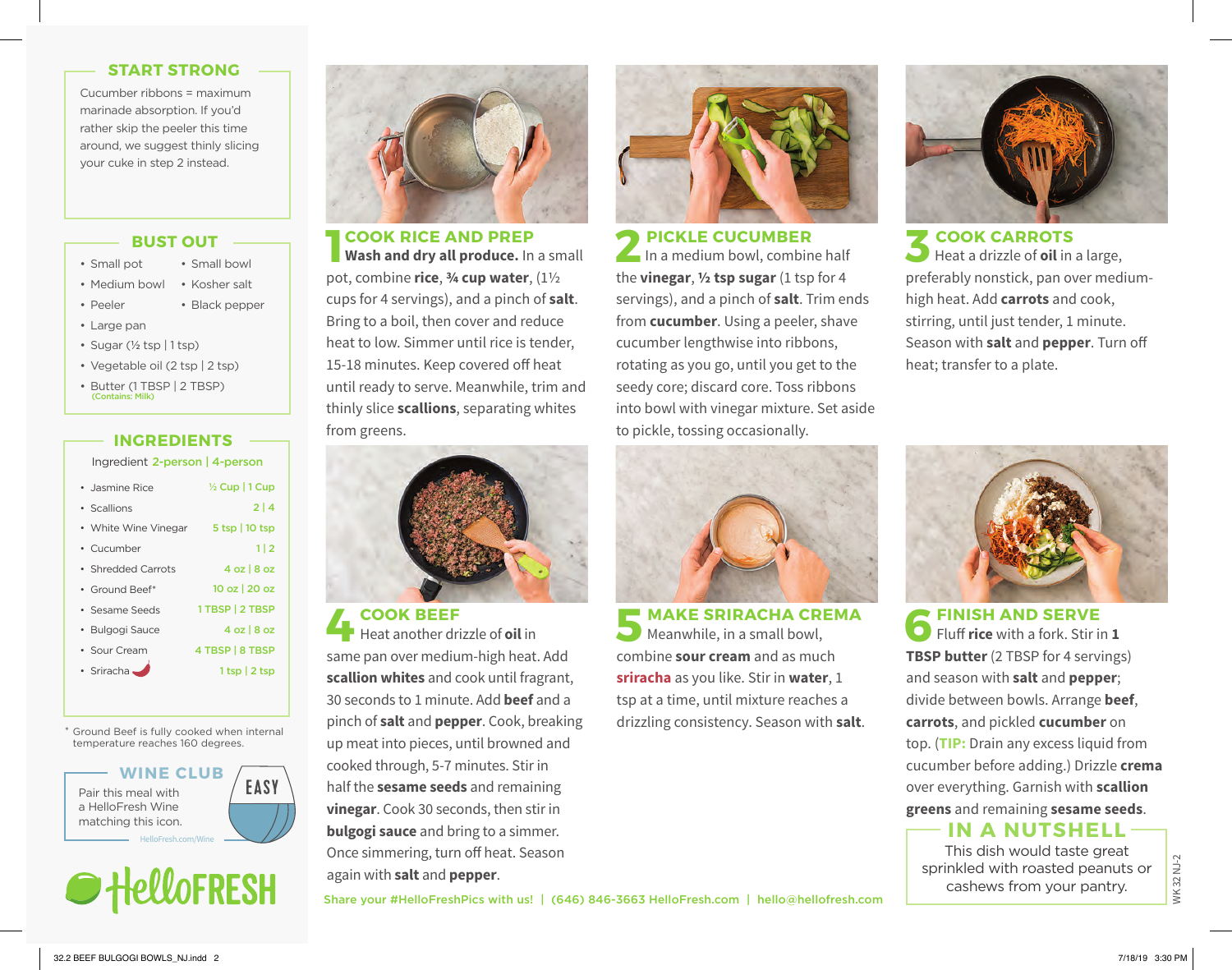## START STRONG

Cucumber ribbons = maximum marinade absorption. If you'd rather skip the peeler this time around, we suggest thinly slicing your cuke in step 2 instead.

## BUST OUT

- Small pot
- Small bowl
- Medium bowl
- Kosher salt
- Peeler
- Black pepper
- Large pan
- Sugar (½ tsp | 1 tsp)
- Vegetable oil (2 tsp | 2 tsp)
- Butter (1 TBSP | 2 TBSP) (Contains: Milk)

## INGREDIENTS

| Ingredient | 2-person \| 4-person |
|---|---|
| Jasmine Rice | ½ Cup \| 1 Cup |
| Scallions | 2 \| 4 |
| White Wine Vinegar | 5 tsp \| 10 tsp |
| Cucumber | 1 \| 2 |
| Shredded Carrots | 4 oz \| 8 oz |
| Ground Beef* | 10 oz \| 20 oz |
| Sesame Seeds | 1 TBSP \| 2 TBSP |
| Bulgogi Sauce | 4 oz \| 8 oz |
| Sour Cream | 4 TBSP \| 8 TBSP |
| Sriracha | 1 tsp \| 2 tsp |

\* Ground Beef is fully cooked when internal temperature reaches 160 degrees.

## WINE CLUB

Pair this meal with a HelloFresh Wine matching this icon.

EASY

HelloFresh.com/Wine

HelloFRESH

## 1 COOK RICE AND PREP

**Wash and dry all produce.** In a small pot, combine **rice**, **¾ cup water**, (1½ cups for 4 servings), and a pinch of **salt**. Bring to a boil, then cover and reduce heat to low. Simmer until rice is tender, 15-18 minutes. Keep covered off heat until ready to serve. Meanwhile, trim and thinly slice **scallions**, separating whites from greens.

## 2 PICKLE CUCUMBER

In a medium bowl, combine half the **vinegar**, **½ tsp sugar** (1 tsp for 4 servings), and a pinch of **salt**. Trim ends from **cucumber**. Using a peeler, shave cucumber lengthwise into ribbons, rotating as you go, until you get to the seedy core; discard core. Toss ribbons into bowl with vinegar mixture. Set aside to pickle, tossing occasionally.

## 3 COOK CARROTS

Heat a drizzle of **oil** in a large, preferably nonstick, pan over medium-high heat. Add **carrots** and cook, stirring, until just tender, 1 minute. Season with **salt** and **pepper**. Turn off heat; transfer to a plate.

## 4 COOK BEEF

Heat another drizzle of **oil** in same pan over medium-high heat. Add **scallion whites** and cook until fragrant, 30 seconds to 1 minute. Add **beef** and a pinch of **salt** and **pepper**. Cook, breaking up meat into pieces, until browned and cooked through, 5-7 minutes. Stir in half the **sesame seeds** and remaining **vinegar**. Cook 30 seconds, then stir in **bulgogi sauce** and bring to a simmer. Once simmering, turn off heat. Season again with **salt** and **pepper**.

## 5 MAKE SRIRACHA CREMA

Meanwhile, in a small bowl, combine **sour cream** and as much **sriracha** as you like. Stir in **water**, 1 tsp at a time, until mixture reaches a drizzling consistency. Season with **salt**.

## 6 FINISH AND SERVE

Fluff **rice** with a fork. Stir in **1 TBSP butter** (2 TBSP for 4 servings) and season with **salt** and **pepper**; divide between bowls. Arrange **beef**, **carrots**, and pickled **cucumber** on top. (**TIP:** Drain any excess liquid from cucumber before adding.) Drizzle **crema** over everything. Garnish with **scallion greens** and remaining **sesame seeds**.

## IN A NUTSHELL

This dish would taste great sprinkled with roasted peanuts or cashews from your pantry.

WK 32 NJ-2

Share your #HelloFreshPics with us! | (646) 846-3663 HelloFresh.com | hello@hellofresh.com